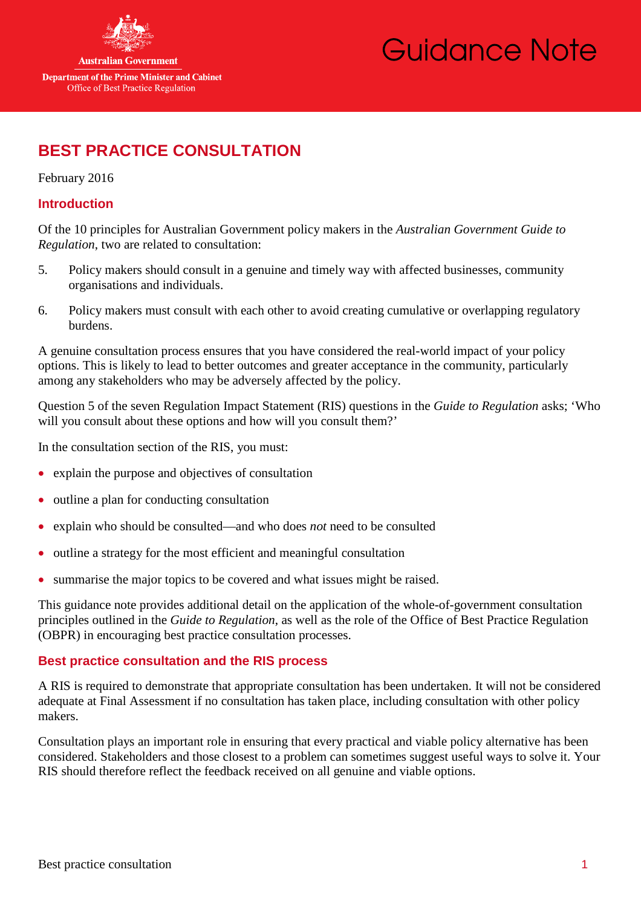Australian Government

Department of the Prime Minister and Cabinet
Office of Best Practice Regulation

Guidance Note

# BEST PRACTICE CONSULTATION

February 2016

## Introduction

Of the 10 principles for Australian Government policy makers in the *Australian Government Guide to Regulation*, two are related to consultation:

5. Policy makers should consult in a genuine and timely way with affected businesses, community organisations and individuals.

6. Policy makers must consult with each other to avoid creating cumulative or overlapping regulatory burdens.

A genuine consultation process ensures that you have considered the real-world impact of your policy options. This is likely to lead to better outcomes and greater acceptance in the community, particularly among any stakeholders who may be adversely affected by the policy.

Question 5 of the seven Regulation Impact Statement (RIS) questions in the *Guide to Regulation* asks; 'Who will you consult about these options and how will you consult them?'

In the consultation section of the RIS, you must:

- explain the purpose and objectives of consultation
- outline a plan for conducting consultation
- explain who should be consulted—and who does *not* need to be consulted
- outline a strategy for the most efficient and meaningful consultation
- summarise the major topics to be covered and what issues might be raised.

This guidance note provides additional detail on the application of the whole-of-government consultation principles outlined in the *Guide to Regulation*, as well as the role of the Office of Best Practice Regulation (OBPR) in encouraging best practice consultation processes.

## Best practice consultation and the RIS process

A RIS is required to demonstrate that appropriate consultation has been undertaken. It will not be considered adequate at Final Assessment if no consultation has taken place, including consultation with other policy makers.

Consultation plays an important role in ensuring that every practical and viable policy alternative has been considered. Stakeholders and those closest to a problem can sometimes suggest useful ways to solve it. Your RIS should therefore reflect the feedback received on all genuine and viable options.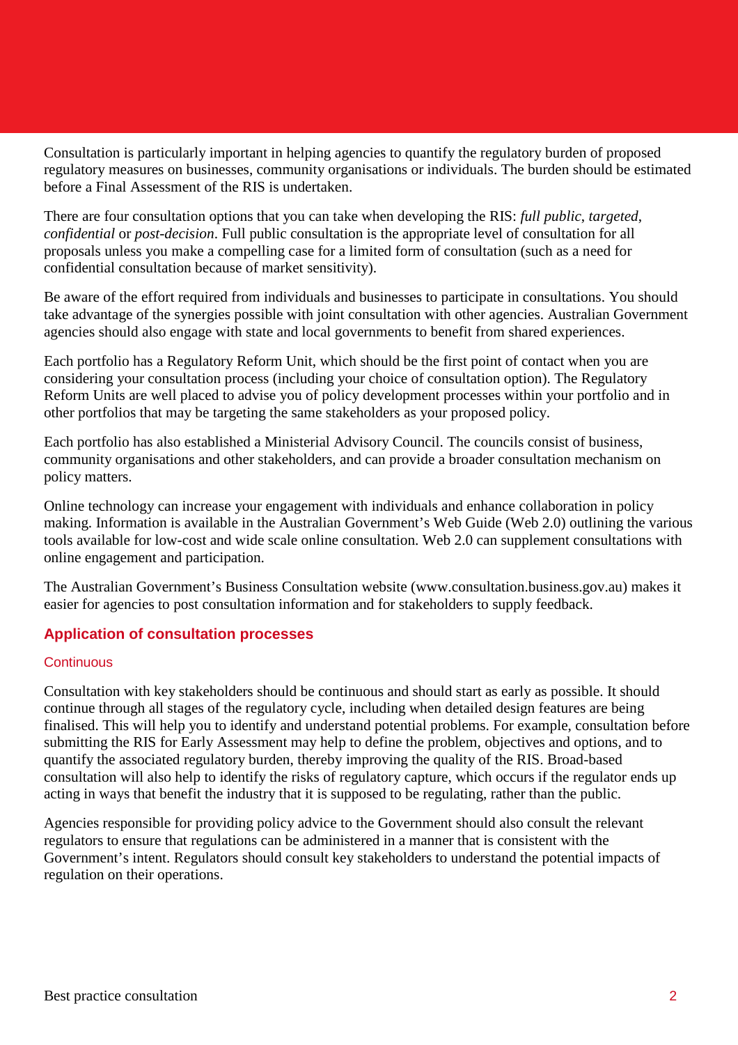Consultation is particularly important in helping agencies to quantify the regulatory burden of proposed regulatory measures on businesses, community organisations or individuals. The burden should be estimated before a Final Assessment of the RIS is undertaken.

There are four consultation options that you can take when developing the RIS: *full public*, *targeted*, *confidential* or *post-decision*. Full public consultation is the appropriate level of consultation for all proposals unless you make a compelling case for a limited form of consultation (such as a need for confidential consultation because of market sensitivity).

Be aware of the effort required from individuals and businesses to participate in consultations. You should take advantage of the synergies possible with joint consultation with other agencies. Australian Government agencies should also engage with state and local governments to benefit from shared experiences.

Each portfolio has a Regulatory Reform Unit, which should be the first point of contact when you are considering your consultation process (including your choice of consultation option). The Regulatory Reform Units are well placed to advise you of policy development processes within your portfolio and in other portfolios that may be targeting the same stakeholders as your proposed policy.

Each portfolio has also established a Ministerial Advisory Council. The councils consist of business, community organisations and other stakeholders, and can provide a broader consultation mechanism on policy matters.

Online technology can increase your engagement with individuals and enhance collaboration in policy making. Information is available in the Australian Government's Web Guide (Web 2.0) outlining the various tools available for low-cost and wide scale online consultation. Web 2.0 can supplement consultations with online engagement and participation.

The Australian Government's Business Consultation website (www.consultation.business.gov.au) makes it easier for agencies to post consultation information and for stakeholders to supply feedback.

## Application of consultation processes

### Continuous

Consultation with key stakeholders should be continuous and should start as early as possible. It should continue through all stages of the regulatory cycle, including when detailed design features are being finalised. This will help you to identify and understand potential problems. For example, consultation before submitting the RIS for Early Assessment may help to define the problem, objectives and options, and to quantify the associated regulatory burden, thereby improving the quality of the RIS. Broad-based consultation will also help to identify the risks of regulatory capture, which occurs if the regulator ends up acting in ways that benefit the industry that it is supposed to be regulating, rather than the public.

Agencies responsible for providing policy advice to the Government should also consult the relevant regulators to ensure that regulations can be administered in a manner that is consistent with the Government's intent. Regulators should consult key stakeholders to understand the potential impacts of regulation on their operations.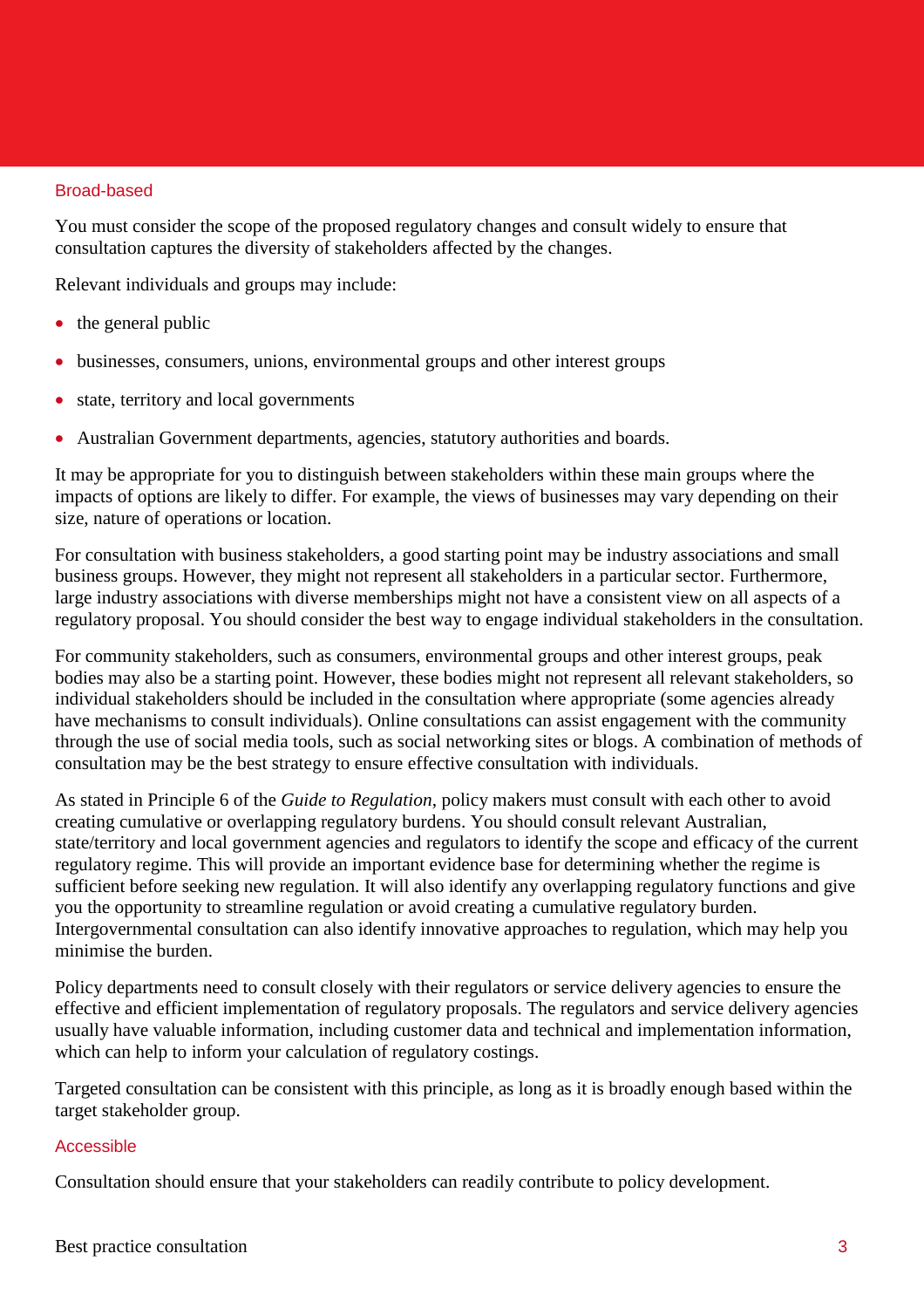### Broad-based

You must consider the scope of the proposed regulatory changes and consult widely to ensure that consultation captures the diversity of stakeholders affected by the changes.

Relevant individuals and groups may include:

- the general public
- businesses, consumers, unions, environmental groups and other interest groups
- state, territory and local governments
- Australian Government departments, agencies, statutory authorities and boards.

It may be appropriate for you to distinguish between stakeholders within these main groups where the impacts of options are likely to differ. For example, the views of businesses may vary depending on their size, nature of operations or location.

For consultation with business stakeholders, a good starting point may be industry associations and small business groups. However, they might not represent all stakeholders in a particular sector. Furthermore, large industry associations with diverse memberships might not have a consistent view on all aspects of a regulatory proposal. You should consider the best way to engage individual stakeholders in the consultation.

For community stakeholders, such as consumers, environmental groups and other interest groups, peak bodies may also be a starting point. However, these bodies might not represent all relevant stakeholders, so individual stakeholders should be included in the consultation where appropriate (some agencies already have mechanisms to consult individuals). Online consultations can assist engagement with the community through the use of social media tools, such as social networking sites or blogs. A combination of methods of consultation may be the best strategy to ensure effective consultation with individuals.

As stated in Principle 6 of the *Guide to Regulation*, policy makers must consult with each other to avoid creating cumulative or overlapping regulatory burdens. You should consult relevant Australian, state/territory and local government agencies and regulators to identify the scope and efficacy of the current regulatory regime. This will provide an important evidence base for determining whether the regime is sufficient before seeking new regulation. It will also identify any overlapping regulatory functions and give you the opportunity to streamline regulation or avoid creating a cumulative regulatory burden. Intergovernmental consultation can also identify innovative approaches to regulation, which may help you minimise the burden.

Policy departments need to consult closely with their regulators or service delivery agencies to ensure the effective and efficient implementation of regulatory proposals. The regulators and service delivery agencies usually have valuable information, including customer data and technical and implementation information, which can help to inform your calculation of regulatory costings.

Targeted consultation can be consistent with this principle, as long as it is broadly enough based within the target stakeholder group.

### Accessible

Consultation should ensure that your stakeholders can readily contribute to policy development.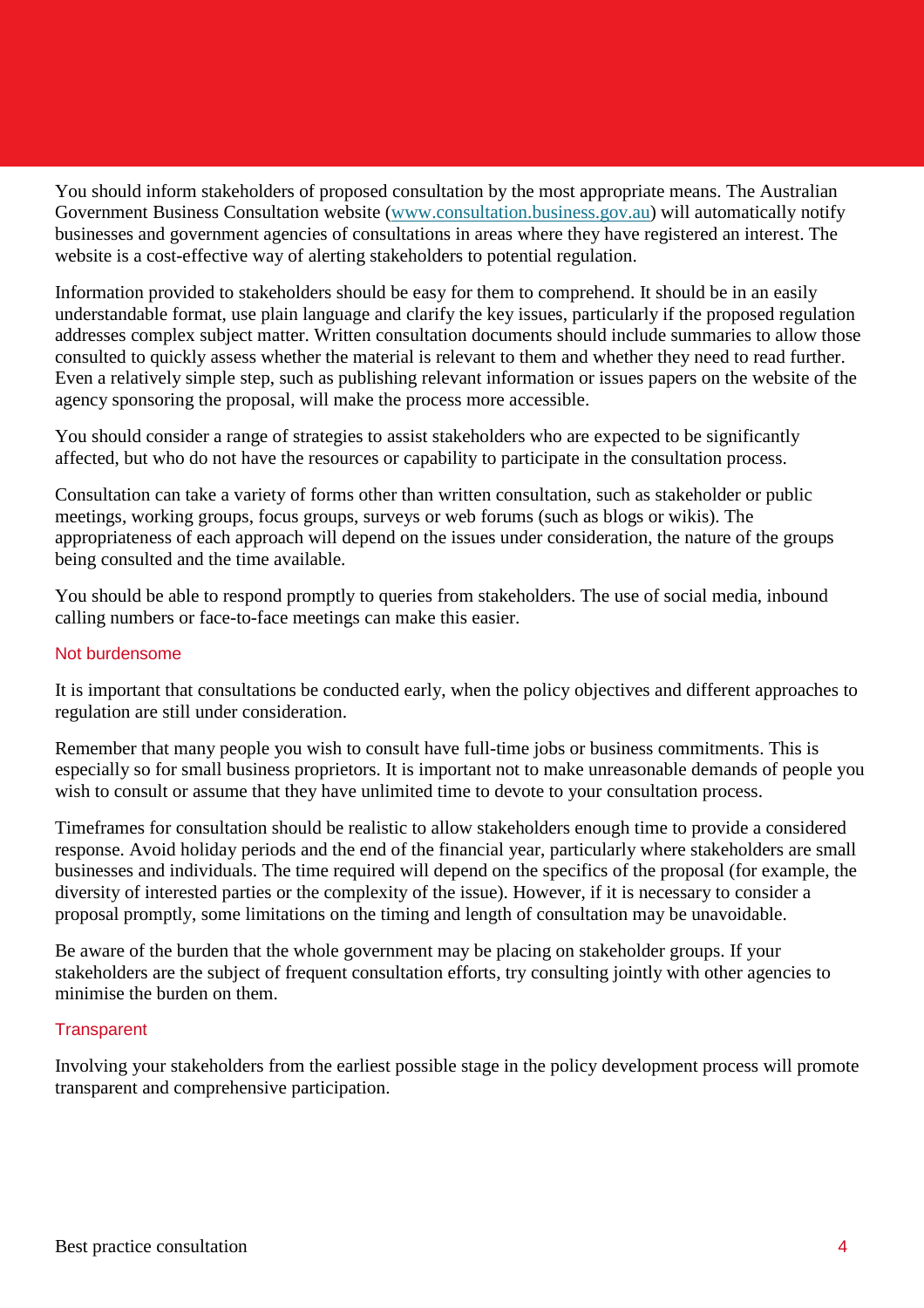You should inform stakeholders of proposed consultation by the most appropriate means. The Australian Government Business Consultation website ([www.consultation.business.gov.au](http://www.consultation.business.gov.au)) will automatically notify businesses and government agencies of consultations in areas where they have registered an interest. The website is a cost-effective way of alerting stakeholders to potential regulation.

Information provided to stakeholders should be easy for them to comprehend. It should be in an easily understandable format, use plain language and clarify the key issues, particularly if the proposed regulation addresses complex subject matter. Written consultation documents should include summaries to allow those consulted to quickly assess whether the material is relevant to them and whether they need to read further. Even a relatively simple step, such as publishing relevant information or issues papers on the website of the agency sponsoring the proposal, will make the process more accessible.

You should consider a range of strategies to assist stakeholders who are expected to be significantly affected, but who do not have the resources or capability to participate in the consultation process.

Consultation can take a variety of forms other than written consultation, such as stakeholder or public meetings, working groups, focus groups, surveys or web forums (such as blogs or wikis). The appropriateness of each approach will depend on the issues under consideration, the nature of the groups being consulted and the time available.

You should be able to respond promptly to queries from stakeholders. The use of social media, inbound calling numbers or face-to-face meetings can make this easier.

### Not burdensome

It is important that consultations be conducted early, when the policy objectives and different approaches to regulation are still under consideration.

Remember that many people you wish to consult have full-time jobs or business commitments. This is especially so for small business proprietors. It is important not to make unreasonable demands of people you wish to consult or assume that they have unlimited time to devote to your consultation process.

Timeframes for consultation should be realistic to allow stakeholders enough time to provide a considered response. Avoid holiday periods and the end of the financial year, particularly where stakeholders are small businesses and individuals. The time required will depend on the specifics of the proposal (for example, the diversity of interested parties or the complexity of the issue). However, if it is necessary to consider a proposal promptly, some limitations on the timing and length of consultation may be unavoidable.

Be aware of the burden that the whole government may be placing on stakeholder groups. If your stakeholders are the subject of frequent consultation efforts, try consulting jointly with other agencies to minimise the burden on them.

### Transparent

Involving your stakeholders from the earliest possible stage in the policy development process will promote transparent and comprehensive participation.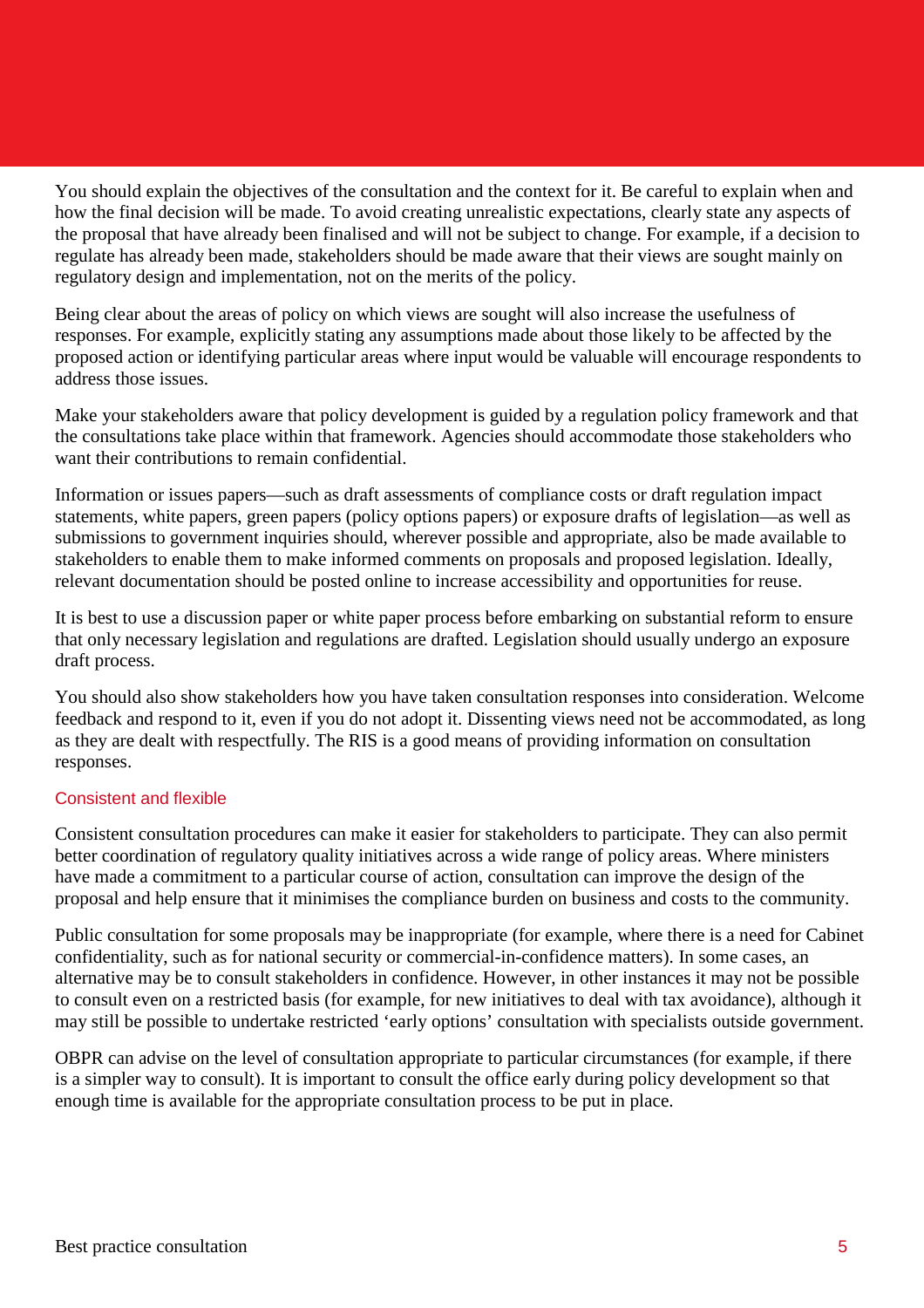You should explain the objectives of the consultation and the context for it. Be careful to explain when and how the final decision will be made. To avoid creating unrealistic expectations, clearly state any aspects of the proposal that have already been finalised and will not be subject to change. For example, if a decision to regulate has already been made, stakeholders should be made aware that their views are sought mainly on regulatory design and implementation, not on the merits of the policy.

Being clear about the areas of policy on which views are sought will also increase the usefulness of responses. For example, explicitly stating any assumptions made about those likely to be affected by the proposed action or identifying particular areas where input would be valuable will encourage respondents to address those issues.

Make your stakeholders aware that policy development is guided by a regulation policy framework and that the consultations take place within that framework. Agencies should accommodate those stakeholders who want their contributions to remain confidential.

Information or issues papers—such as draft assessments of compliance costs or draft regulation impact statements, white papers, green papers (policy options papers) or exposure drafts of legislation—as well as submissions to government inquiries should, wherever possible and appropriate, also be made available to stakeholders to enable them to make informed comments on proposals and proposed legislation. Ideally, relevant documentation should be posted online to increase accessibility and opportunities for reuse.

It is best to use a discussion paper or white paper process before embarking on substantial reform to ensure that only necessary legislation and regulations are drafted. Legislation should usually undergo an exposure draft process.

You should also show stakeholders how you have taken consultation responses into consideration. Welcome feedback and respond to it, even if you do not adopt it. Dissenting views need not be accommodated, as long as they are dealt with respectfully. The RIS is a good means of providing information on consultation responses.

### Consistent and flexible

Consistent consultation procedures can make it easier for stakeholders to participate. They can also permit better coordination of regulatory quality initiatives across a wide range of policy areas. Where ministers have made a commitment to a particular course of action, consultation can improve the design of the proposal and help ensure that it minimises the compliance burden on business and costs to the community.

Public consultation for some proposals may be inappropriate (for example, where there is a need for Cabinet confidentiality, such as for national security or commercial-in-confidence matters). In some cases, an alternative may be to consult stakeholders in confidence. However, in other instances it may not be possible to consult even on a restricted basis (for example, for new initiatives to deal with tax avoidance), although it may still be possible to undertake restricted 'early options' consultation with specialists outside government.

OBPR can advise on the level of consultation appropriate to particular circumstances (for example, if there is a simpler way to consult). It is important to consult the office early during policy development so that enough time is available for the appropriate consultation process to be put in place.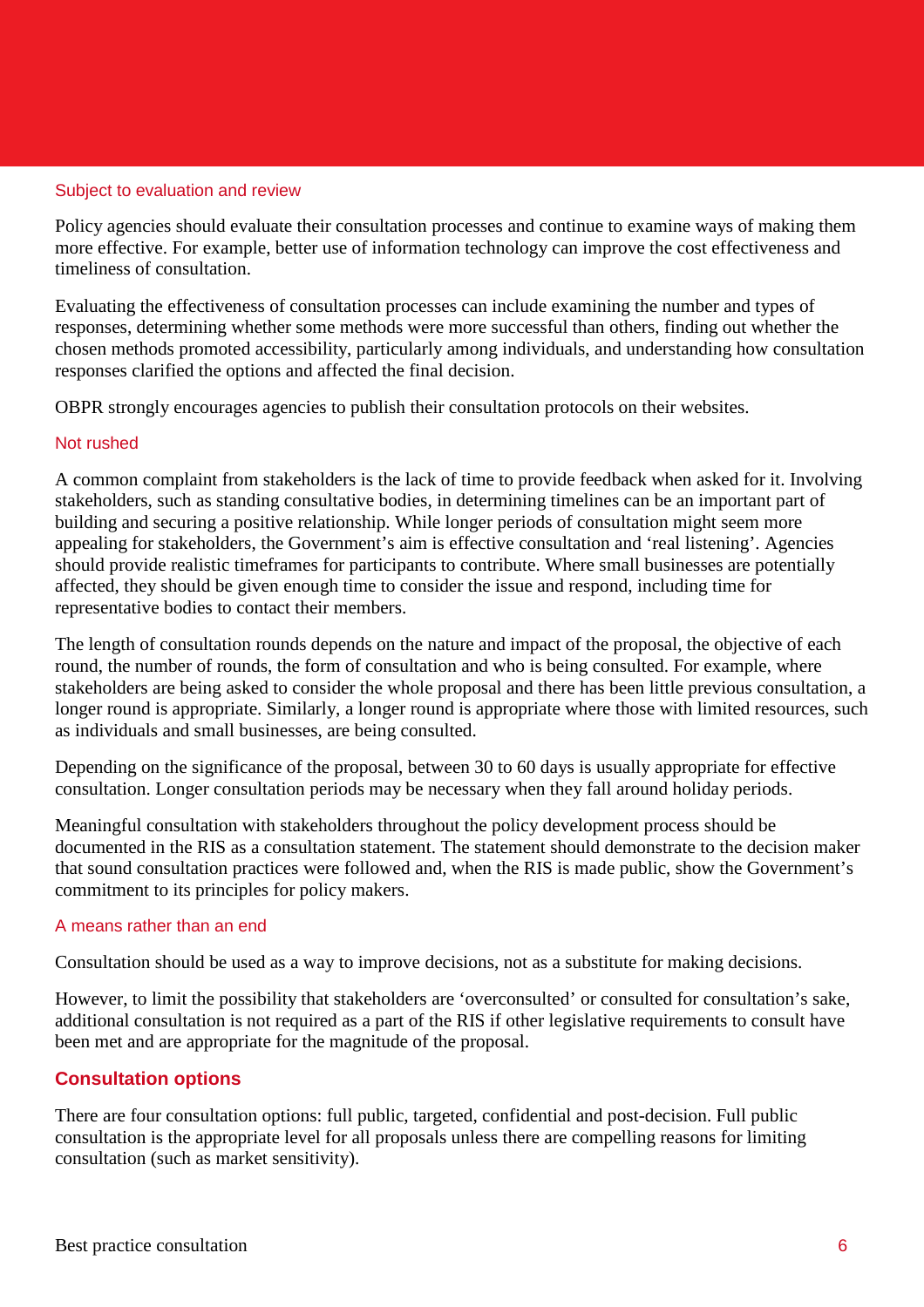### Subject to evaluation and review

Policy agencies should evaluate their consultation processes and continue to examine ways of making them more effective. For example, better use of information technology can improve the cost effectiveness and timeliness of consultation.

Evaluating the effectiveness of consultation processes can include examining the number and types of responses, determining whether some methods were more successful than others, finding out whether the chosen methods promoted accessibility, particularly among individuals, and understanding how consultation responses clarified the options and affected the final decision.

OBPR strongly encourages agencies to publish their consultation protocols on their websites.

### Not rushed

A common complaint from stakeholders is the lack of time to provide feedback when asked for it. Involving stakeholders, such as standing consultative bodies, in determining timelines can be an important part of building and securing a positive relationship. While longer periods of consultation might seem more appealing for stakeholders, the Government's aim is effective consultation and 'real listening'. Agencies should provide realistic timeframes for participants to contribute. Where small businesses are potentially affected, they should be given enough time to consider the issue and respond, including time for representative bodies to contact their members.

The length of consultation rounds depends on the nature and impact of the proposal, the objective of each round, the number of rounds, the form of consultation and who is being consulted. For example, where stakeholders are being asked to consider the whole proposal and there has been little previous consultation, a longer round is appropriate. Similarly, a longer round is appropriate where those with limited resources, such as individuals and small businesses, are being consulted.

Depending on the significance of the proposal, between 30 to 60 days is usually appropriate for effective consultation. Longer consultation periods may be necessary when they fall around holiday periods.

Meaningful consultation with stakeholders throughout the policy development process should be documented in the RIS as a consultation statement. The statement should demonstrate to the decision maker that sound consultation practices were followed and, when the RIS is made public, show the Government's commitment to its principles for policy makers.

### A means rather than an end

Consultation should be used as a way to improve decisions, not as a substitute for making decisions.

However, to limit the possibility that stakeholders are 'overconsulted' or consulted for consultation's sake, additional consultation is not required as a part of the RIS if other legislative requirements to consult have been met and are appropriate for the magnitude of the proposal.

## Consultation options

There are four consultation options: full public, targeted, confidential and post-decision. Full public consultation is the appropriate level for all proposals unless there are compelling reasons for limiting consultation (such as market sensitivity).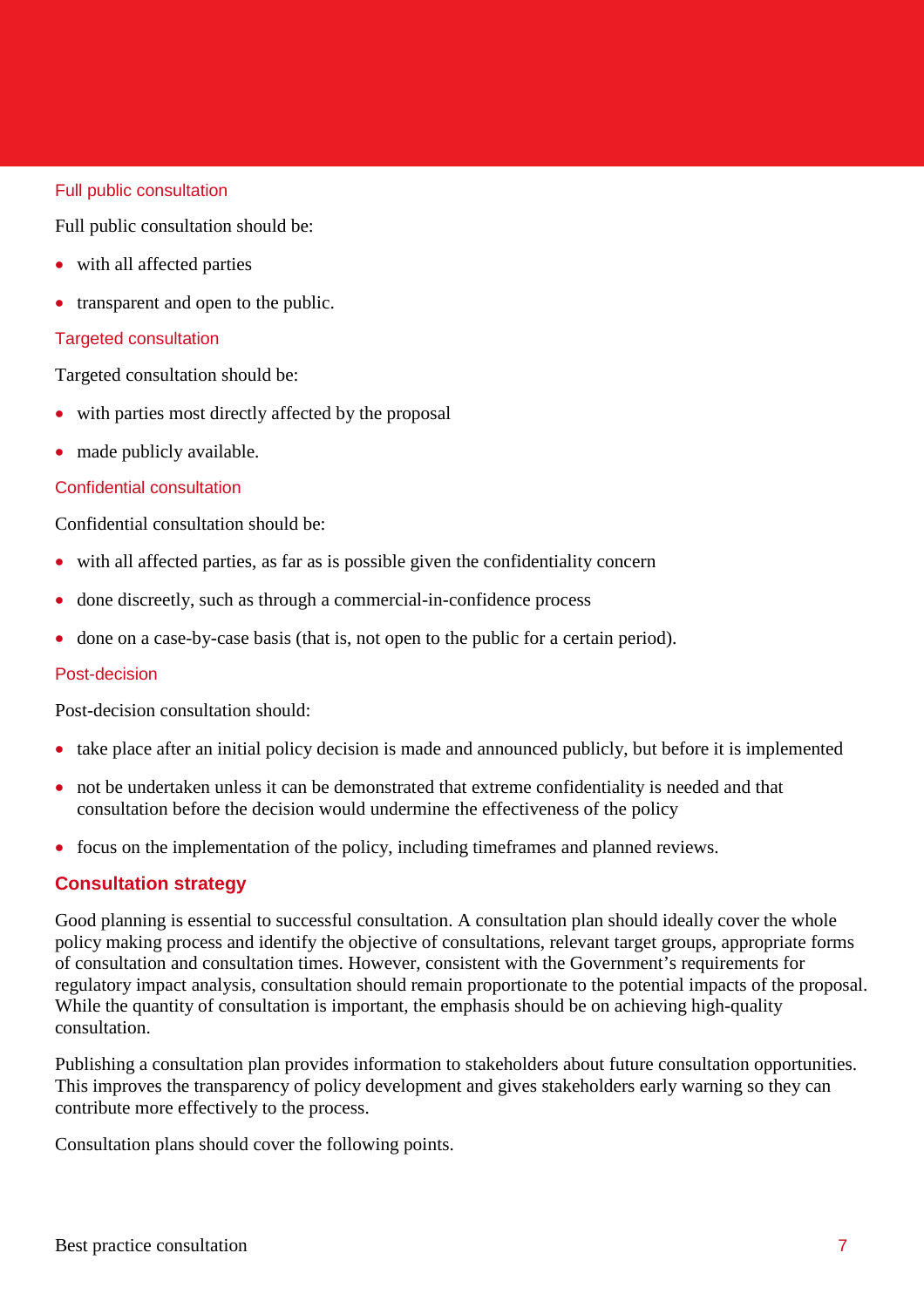### Full public consultation

Full public consultation should be:

- with all affected parties
- transparent and open to the public.

### Targeted consultation

Targeted consultation should be:

- with parties most directly affected by the proposal
- made publicly available.

### Confidential consultation

Confidential consultation should be:

- with all affected parties, as far as is possible given the confidentiality concern
- done discreetly, such as through a commercial-in-confidence process
- done on a case-by-case basis (that is, not open to the public for a certain period).

### Post-decision

Post-decision consultation should:

- take place after an initial policy decision is made and announced publicly, but before it is implemented
- not be undertaken unless it can be demonstrated that extreme confidentiality is needed and that consultation before the decision would undermine the effectiveness of the policy
- focus on the implementation of the policy, including timeframes and planned reviews.

## Consultation strategy

Good planning is essential to successful consultation. A consultation plan should ideally cover the whole policy making process and identify the objective of consultations, relevant target groups, appropriate forms of consultation and consultation times. However, consistent with the Government's requirements for regulatory impact analysis, consultation should remain proportionate to the potential impacts of the proposal. While the quantity of consultation is important, the emphasis should be on achieving high-quality consultation.

Publishing a consultation plan provides information to stakeholders about future consultation opportunities. This improves the transparency of policy development and gives stakeholders early warning so they can contribute more effectively to the process.

Consultation plans should cover the following points.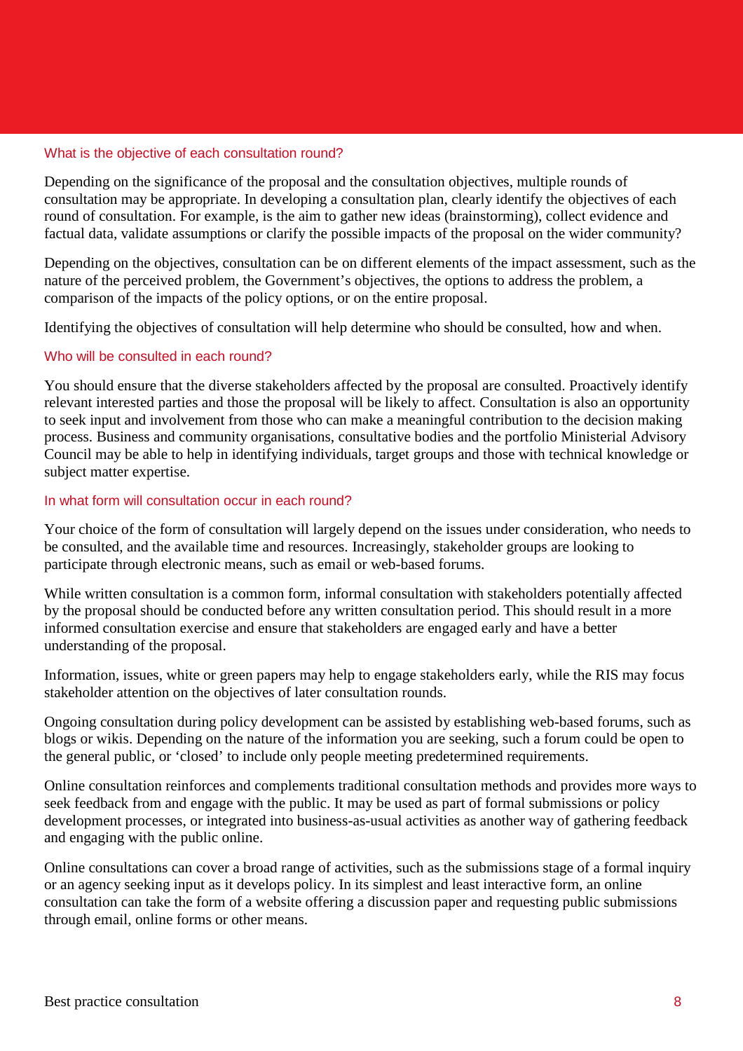### What is the objective of each consultation round?

Depending on the significance of the proposal and the consultation objectives, multiple rounds of consultation may be appropriate. In developing a consultation plan, clearly identify the objectives of each round of consultation. For example, is the aim to gather new ideas (brainstorming), collect evidence and factual data, validate assumptions or clarify the possible impacts of the proposal on the wider community?

Depending on the objectives, consultation can be on different elements of the impact assessment, such as the nature of the perceived problem, the Government's objectives, the options to address the problem, a comparison of the impacts of the policy options, or on the entire proposal.

Identifying the objectives of consultation will help determine who should be consulted, how and when.

### Who will be consulted in each round?

You should ensure that the diverse stakeholders affected by the proposal are consulted. Proactively identify relevant interested parties and those the proposal will be likely to affect. Consultation is also an opportunity to seek input and involvement from those who can make a meaningful contribution to the decision making process. Business and community organisations, consultative bodies and the portfolio Ministerial Advisory Council may be able to help in identifying individuals, target groups and those with technical knowledge or subject matter expertise.

### In what form will consultation occur in each round?

Your choice of the form of consultation will largely depend on the issues under consideration, who needs to be consulted, and the available time and resources. Increasingly, stakeholder groups are looking to participate through electronic means, such as email or web-based forums.

While written consultation is a common form, informal consultation with stakeholders potentially affected by the proposal should be conducted before any written consultation period. This should result in a more informed consultation exercise and ensure that stakeholders are engaged early and have a better understanding of the proposal.

Information, issues, white or green papers may help to engage stakeholders early, while the RIS may focus stakeholder attention on the objectives of later consultation rounds.

Ongoing consultation during policy development can be assisted by establishing web-based forums, such as blogs or wikis. Depending on the nature of the information you are seeking, such a forum could be open to the general public, or 'closed' to include only people meeting predetermined requirements.

Online consultation reinforces and complements traditional consultation methods and provides more ways to seek feedback from and engage with the public. It may be used as part of formal submissions or policy development processes, or integrated into business-as-usual activities as another way of gathering feedback and engaging with the public online.

Online consultations can cover a broad range of activities, such as the submissions stage of a formal inquiry or an agency seeking input as it develops policy. In its simplest and least interactive form, an online consultation can take the form of a website offering a discussion paper and requesting public submissions through email, online forms or other means.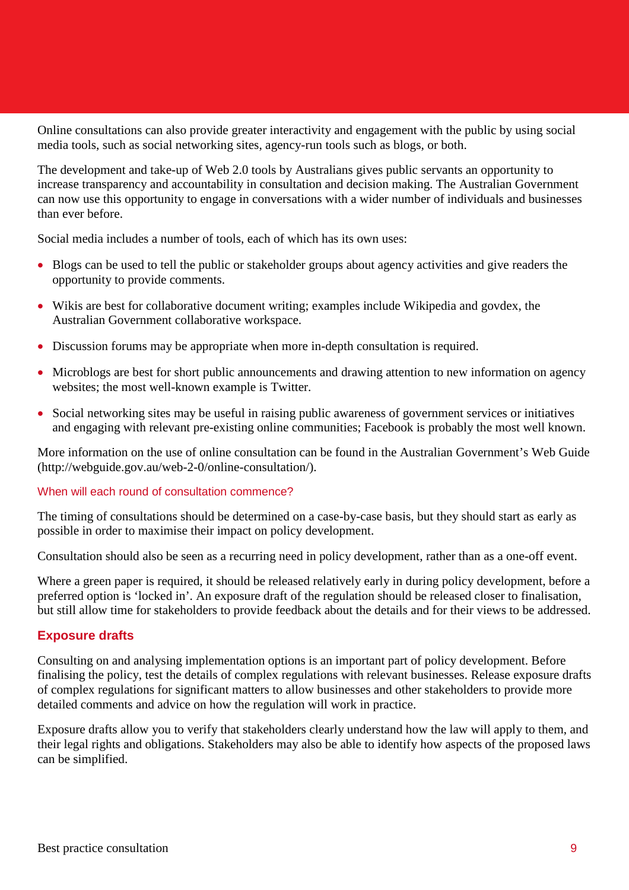Online consultations can also provide greater interactivity and engagement with the public by using social media tools, such as social networking sites, agency-run tools such as blogs, or both.

The development and take-up of Web 2.0 tools by Australians gives public servants an opportunity to increase transparency and accountability in consultation and decision making. The Australian Government can now use this opportunity to engage in conversations with a wider number of individuals and businesses than ever before.

Social media includes a number of tools, each of which has its own uses:

- Blogs can be used to tell the public or stakeholder groups about agency activities and give readers the opportunity to provide comments.
- Wikis are best for collaborative document writing; examples include Wikipedia and govdex, the Australian Government collaborative workspace.
- Discussion forums may be appropriate when more in-depth consultation is required.
- Microblogs are best for short public announcements and drawing attention to new information on agency websites; the most well-known example is Twitter.
- Social networking sites may be useful in raising public awareness of government services or initiatives and engaging with relevant pre-existing online communities; Facebook is probably the most well known.

More information on the use of online consultation can be found in the Australian Government's Web Guide (http://webguide.gov.au/web-2-0/online-consultation/).

### When will each round of consultation commence?

The timing of consultations should be determined on a case-by-case basis, but they should start as early as possible in order to maximise their impact on policy development.

Consultation should also be seen as a recurring need in policy development, rather than as a one-off event.

Where a green paper is required, it should be released relatively early in during policy development, before a preferred option is 'locked in'. An exposure draft of the regulation should be released closer to finalisation, but still allow time for stakeholders to provide feedback about the details and for their views to be addressed.

## Exposure drafts

Consulting on and analysing implementation options is an important part of policy development. Before finalising the policy, test the details of complex regulations with relevant businesses. Release exposure drafts of complex regulations for significant matters to allow businesses and other stakeholders to provide more detailed comments and advice on how the regulation will work in practice.

Exposure drafts allow you to verify that stakeholders clearly understand how the law will apply to them, and their legal rights and obligations. Stakeholders may also be able to identify how aspects of the proposed laws can be simplified.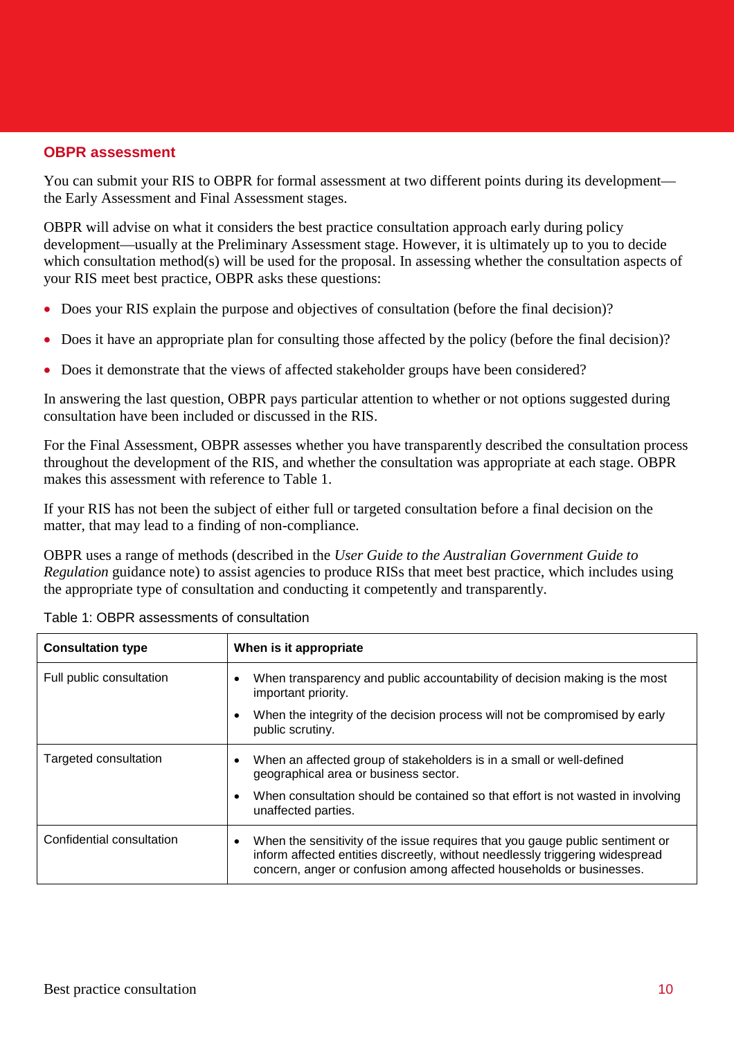## OBPR assessment

You can submit your RIS to OBPR for formal assessment at two different points during its development—the Early Assessment and Final Assessment stages.

OBPR will advise on what it considers the best practice consultation approach early during policy development—usually at the Preliminary Assessment stage. However, it is ultimately up to you to decide which consultation method(s) will be used for the proposal. In assessing whether the consultation aspects of your RIS meet best practice, OBPR asks these questions:

- Does your RIS explain the purpose and objectives of consultation (before the final decision)?
- Does it have an appropriate plan for consulting those affected by the policy (before the final decision)?
- Does it demonstrate that the views of affected stakeholder groups have been considered?

In answering the last question, OBPR pays particular attention to whether or not options suggested during consultation have been included or discussed in the RIS.

For the Final Assessment, OBPR assesses whether you have transparently described the consultation process throughout the development of the RIS, and whether the consultation was appropriate at each stage. OBPR makes this assessment with reference to Table 1.

If your RIS has not been the subject of either full or targeted consultation before a final decision on the matter, that may lead to a finding of non-compliance.

OBPR uses a range of methods (described in the *User Guide to the Australian Government Guide to Regulation* guidance note) to assist agencies to produce RISs that meet best practice, which includes using the appropriate type of consultation and conducting it competently and transparently.

Table 1: OBPR assessments of consultation

| Consultation type | When is it appropriate |
|---|---|
| Full public consultation | • When transparency and public accountability of decision making is the most important priority.<br>• When the integrity of the decision process will not be compromised by early public scrutiny. |
| Targeted consultation | • When an affected group of stakeholders is in a small or well-defined geographical area or business sector.<br>• When consultation should be contained so that effort is not wasted in involving unaffected parties. |
| Confidential consultation | • When the sensitivity of the issue requires that you gauge public sentiment or inform affected entities discreetly, without needlessly triggering widespread concern, anger or confusion among affected households or businesses. |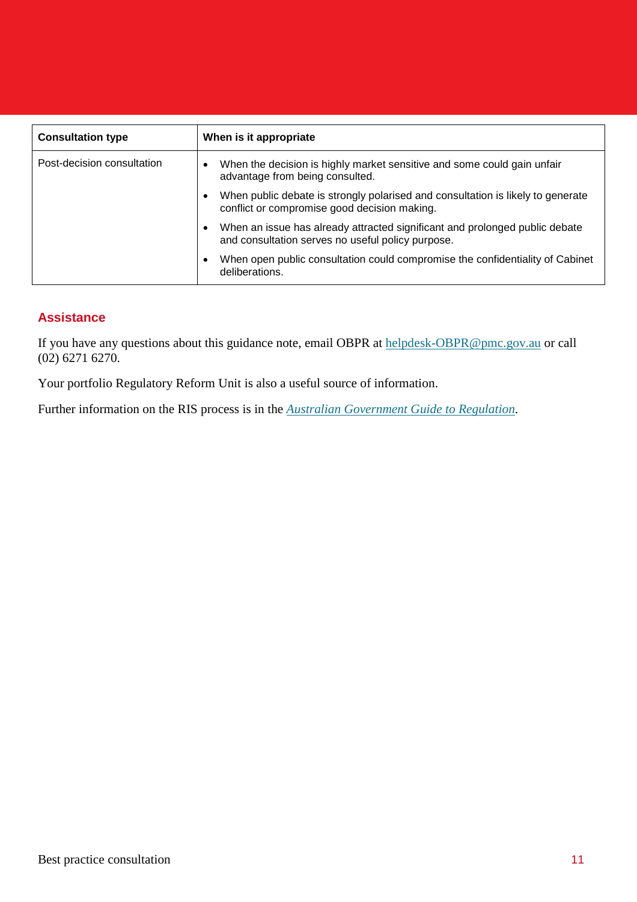| Consultation type | When is it appropriate |
| --- | --- |
| Post-decision consultation | • When the decision is highly market sensitive and some could gain unfair advantage from being consulted.<br>• When public debate is strongly polarised and consultation is likely to generate conflict or compromise good decision making.<br>• When an issue has already attracted significant and prolonged public debate and consultation serves no useful policy purpose.<br>• When open public consultation could compromise the confidentiality of Cabinet deliberations. |

## Assistance

If you have any questions about this guidance note, email OBPR at helpdesk-OBPR@pmc.gov.au or call (02) 6271 6270.

Your portfolio Regulatory Reform Unit is also a useful source of information.

Further information on the RIS process is in the *Australian Government Guide to Regulation*.